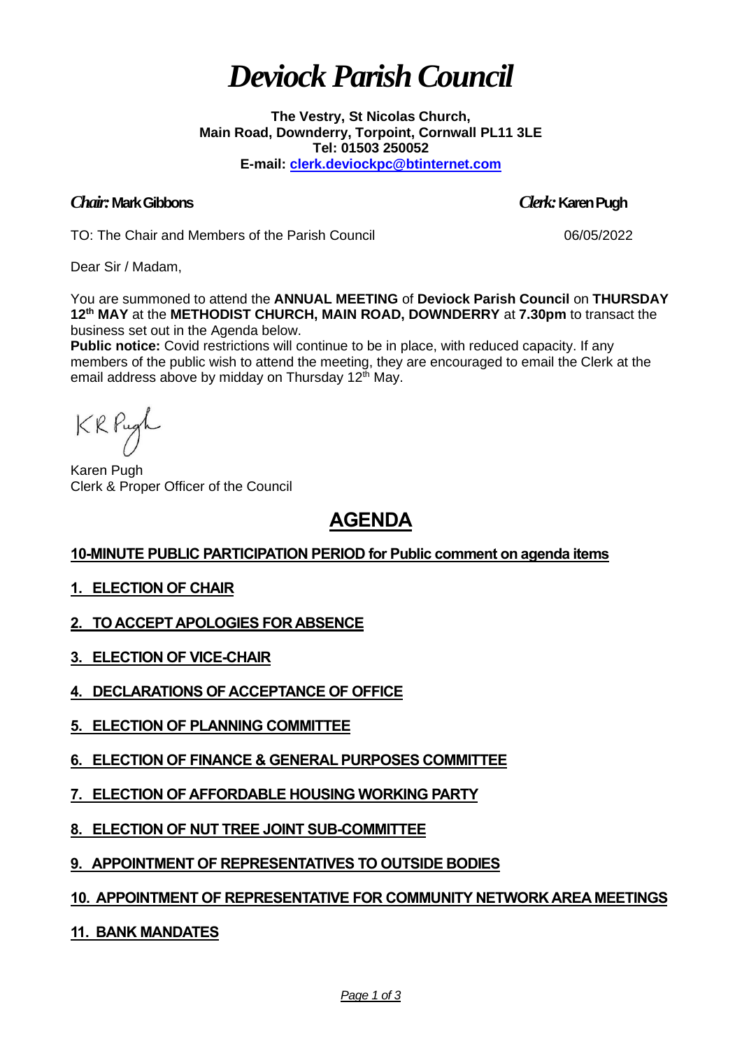# *Deviock Parish Council*

**The Vestry, St Nicolas Church,**
**Main Road, Downderry, Torpoint, Cornwall PL11 3LE**
**Tel: 01503 250052**
**E-mail: clerk.deviockpc@btinternet.com**

***Chair:* Mark Gibbons** ***Clerk:* Karen Pugh**

TO: The Chair and Members of the Parish Council 06/05/2022

Dear Sir / Madam,

You are summoned to attend the **ANNUAL MEETING** of **Deviock Parish Council** on **THURSDAY 12th MAY** at the **METHODIST CHURCH, MAIN ROAD, DOWNDERRY** at **7.30pm** to transact the business set out in the Agenda below.
**Public notice:** Covid restrictions will continue to be in place, with reduced capacity. If any members of the public wish to attend the meeting, they are encouraged to email the Clerk at the email address above by midday on Thursday 12th May.

KR Pugh

Karen Pugh
Clerk & Proper Officer of the Council

## AGENDA

**10-MINUTE PUBLIC PARTICIPATION PERIOD for Public comment on agenda items**

**1. ELECTION OF CHAIR**

**2. TO ACCEPT APOLOGIES FOR ABSENCE**

**3. ELECTION OF VICE-CHAIR**

**4. DECLARATIONS OF ACCEPTANCE OF OFFICE**

**5. ELECTION OF PLANNING COMMITTEE**

**6. ELECTION OF FINANCE & GENERAL PURPOSES COMMITTEE**

**7. ELECTION OF AFFORDABLE HOUSING WORKING PARTY**

**8. ELECTION OF NUT TREE JOINT SUB-COMMITTEE**

**9. APPOINTMENT OF REPRESENTATIVES TO OUTSIDE BODIES**

**10. APPOINTMENT OF REPRESENTATIVE FOR COMMUNITY NETWORK AREA MEETINGS**

**11. BANK MANDATES**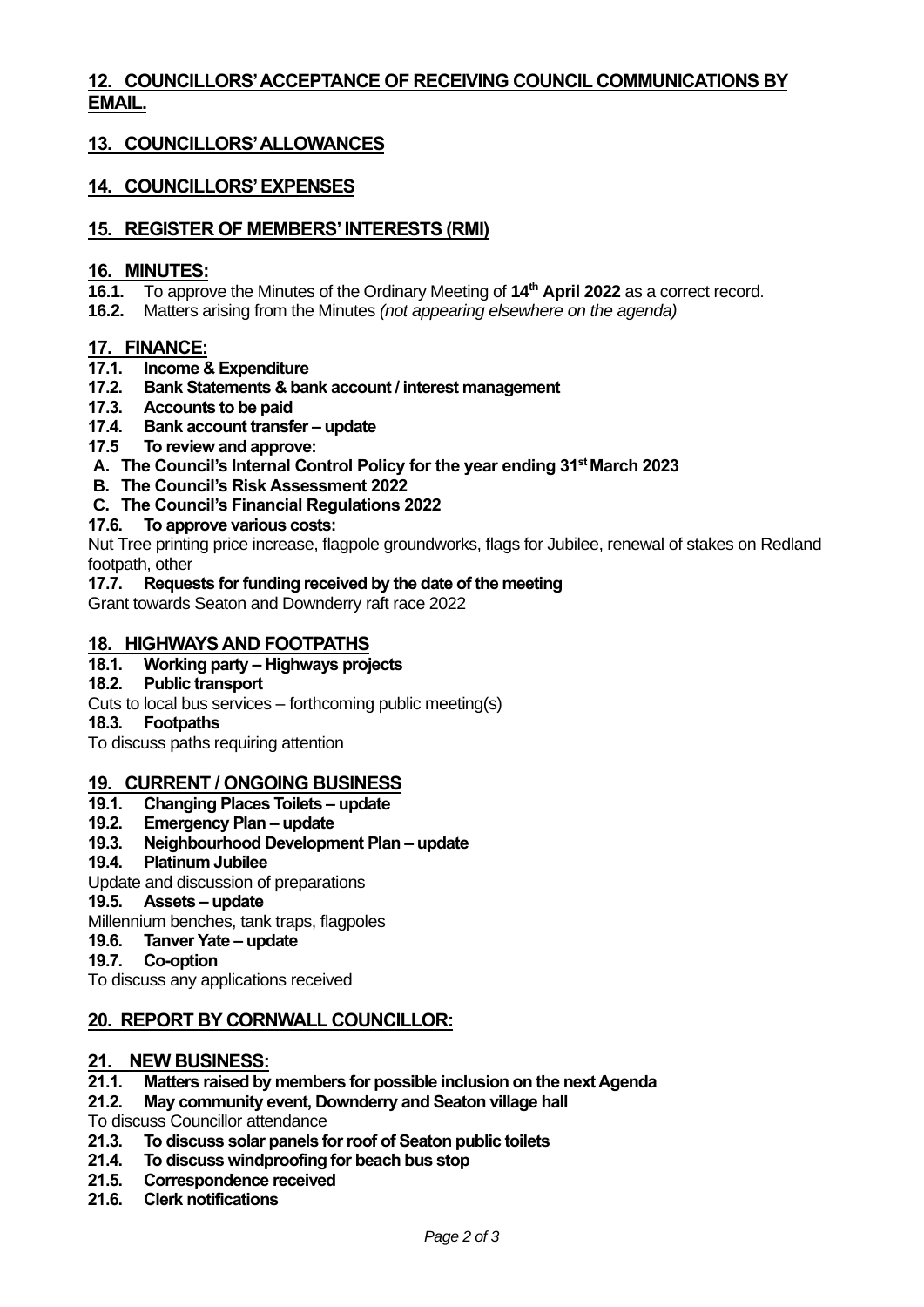## 12. COUNCILLORS' ACCEPTANCE OF RECEIVING COUNCIL COMMUNICATIONS BY EMAIL.

## 13. COUNCILLORS' ALLOWANCES

## 14. COUNCILLORS' EXPENSES

## 15. REGISTER OF MEMBERS' INTERESTS (RMI)

## 16. MINUTES:

**16.1.** To approve the Minutes of the Ordinary Meeting of **14th April 2022** as a correct record.
**16.2.** Matters arising from the Minutes *(not appearing elsewhere on the agenda)*

## 17. FINANCE:

**17.1. Income & Expenditure**
**17.2. Bank Statements & bank account / interest management**
**17.3. Accounts to be paid**
**17.4. Bank account transfer – update**
**17.5 To review and approve:**

**A. The Council's Internal Control Policy for the year ending 31st March 2023**
**B. The Council's Risk Assessment 2022**
**C. The Council's Financial Regulations 2022**

**17.6. To approve various costs:**
Nut Tree printing price increase, flagpole groundworks, flags for Jubilee, renewal of stakes on Redland footpath, other

**17.7. Requests for funding received by the date of the meeting**
Grant towards Seaton and Downderry raft race 2022

## 18. HIGHWAYS AND FOOTPATHS

**18.1. Working party – Highways projects**
**18.2. Public transport**
Cuts to local bus services – forthcoming public meeting(s)
**18.3. Footpaths**
To discuss paths requiring attention

## 19. CURRENT / ONGOING BUSINESS

**19.1. Changing Places Toilets – update**
**19.2. Emergency Plan – update**
**19.3. Neighbourhood Development Plan – update**
**19.4. Platinum Jubilee**
Update and discussion of preparations
**19.5. Assets – update**
Millennium benches, tank traps, flagpoles
**19.6. Tanver Yate – update**
**19.7. Co-option**
To discuss any applications received

## 20. REPORT BY CORNWALL COUNCILLOR:

## 21. NEW BUSINESS:

**21.1. Matters raised by members for possible inclusion on the next Agenda**
**21.2. May community event, Downderry and Seaton village hall**
To discuss Councillor attendance
**21.3. To discuss solar panels for roof of Seaton public toilets**
**21.4. To discuss windproofing for beach bus stop**
**21.5. Correspondence received**
**21.6. Clerk notifications**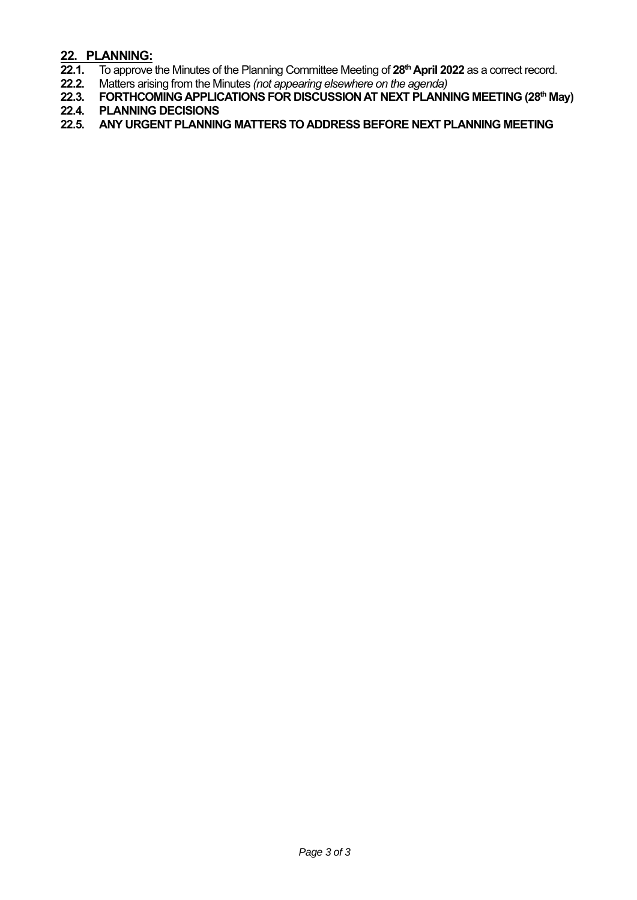## 22. PLANNING:

**22.1.** To approve the Minutes of the Planning Committee Meeting of **28th April 2022** as a correct record.

**22.2.** Matters arising from the Minutes *(not appearing elsewhere on the agenda)*

**22.3. FORTHCOMING APPLICATIONS FOR DISCUSSION AT NEXT PLANNING MEETING (28th May)**

**22.4. PLANNING DECISIONS**

**22.5. ANY URGENT PLANNING MATTERS TO ADDRESS BEFORE NEXT PLANNING MEETING**